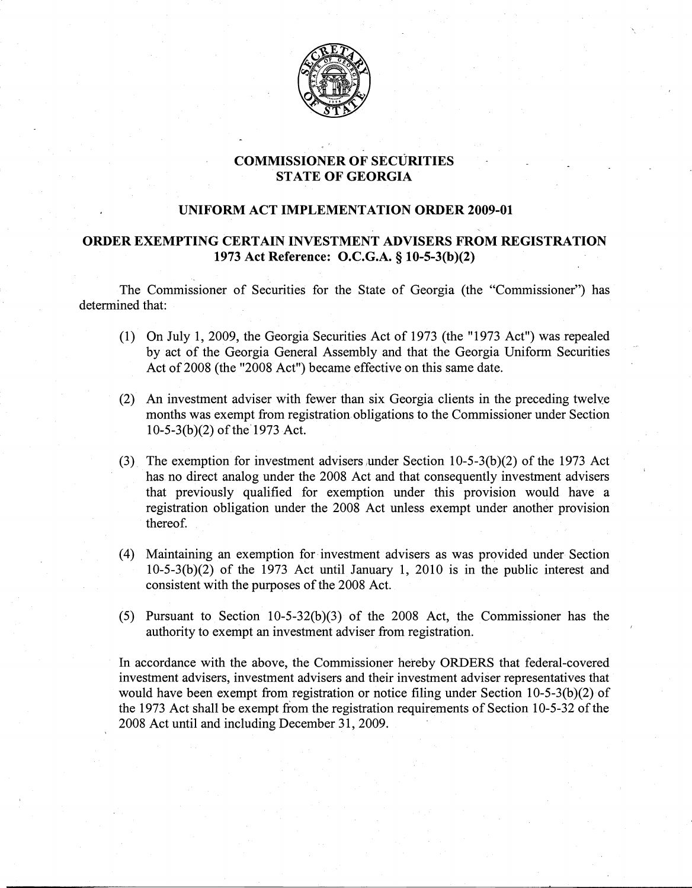# COMMISSIONER OF SECURITIES
# STATE OF GEORGIA

## UNIFORM ACT IMPLEMENTATION ORDER 2009-01

## ORDER EXEMPTING CERTAIN INVESTMENT ADVISERS FROM REGISTRATION
## 1973 Act Reference: O.C.G.A. § 10-5-3(b)(2)

The Commissioner of Securities for the State of Georgia (the "Commissioner") has determined that:

(1) On July 1, 2009, the Georgia Securities Act of 1973 (the "1973 Act") was repealed by act of the Georgia General Assembly and that the Georgia Uniform Securities Act of 2008 (the "2008 Act") became effective on this same date.

(2) An investment adviser with fewer than six Georgia clients in the preceding twelve months was exempt from registration obligations to the Commissioner under Section 10-5-3(b)(2) of the 1973 Act.

(3) The exemption for investment advisers under Section 10-5-3(b)(2) of the 1973 Act has no direct analog under the 2008 Act and that consequently investment advisers that previously qualified for exemption under this provision would have a registration obligation under the 2008 Act unless exempt under another provision thereof.

(4) Maintaining an exemption for investment advisers as was provided under Section 10-5-3(b)(2) of the 1973 Act until January 1, 2010 is in the public interest and consistent with the purposes of the 2008 Act.

(5) Pursuant to Section 10-5-32(b)(3) of the 2008 Act, the Commissioner has the authority to exempt an investment adviser from registration.

In accordance with the above, the Commissioner hereby ORDERS that federal-covered investment advisers, investment advisers and their investment adviser representatives that would have been exempt from registration or notice filing under Section 10-5-3(b)(2) of the 1973 Act shall be exempt from the registration requirements of Section 10-5-32 of the 2008 Act until and including December 31, 2009.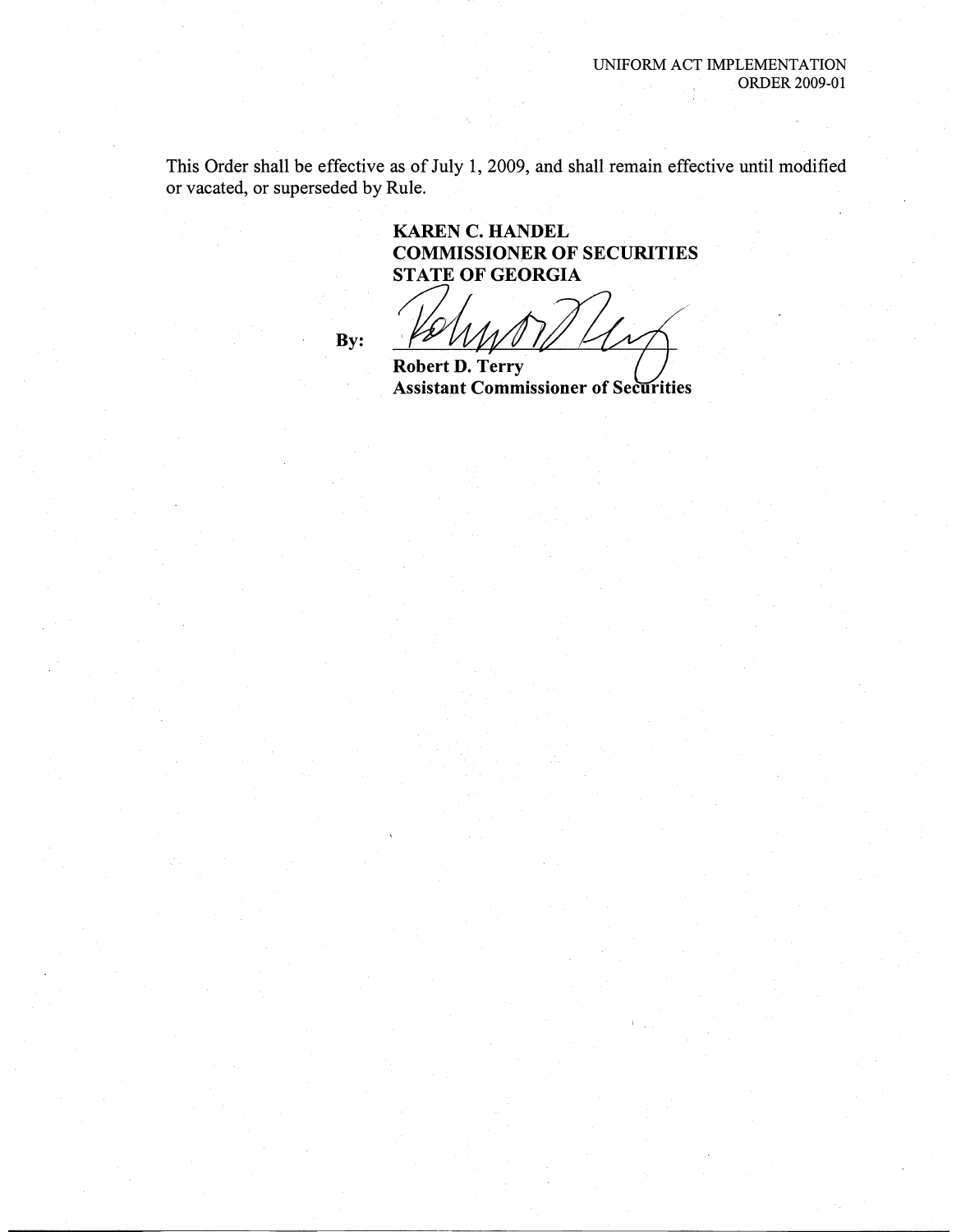This Order shall be effective as of July 1, 2009, and shall remain effective until modified or vacated, or superseded by Rule.

**KAREN C. HANDEL**
**COMMISSIONER OF SECURITIES**
**STATE OF GEORGIA**

**By:** \_\_\_\_\_\_\_\_\_\_\_\_\_\_\_\_\_\_\_\_\_\_\_\_\_\_\_\_\_\_

**Robert D. Terry**
**Assistant Commissioner of Securities**